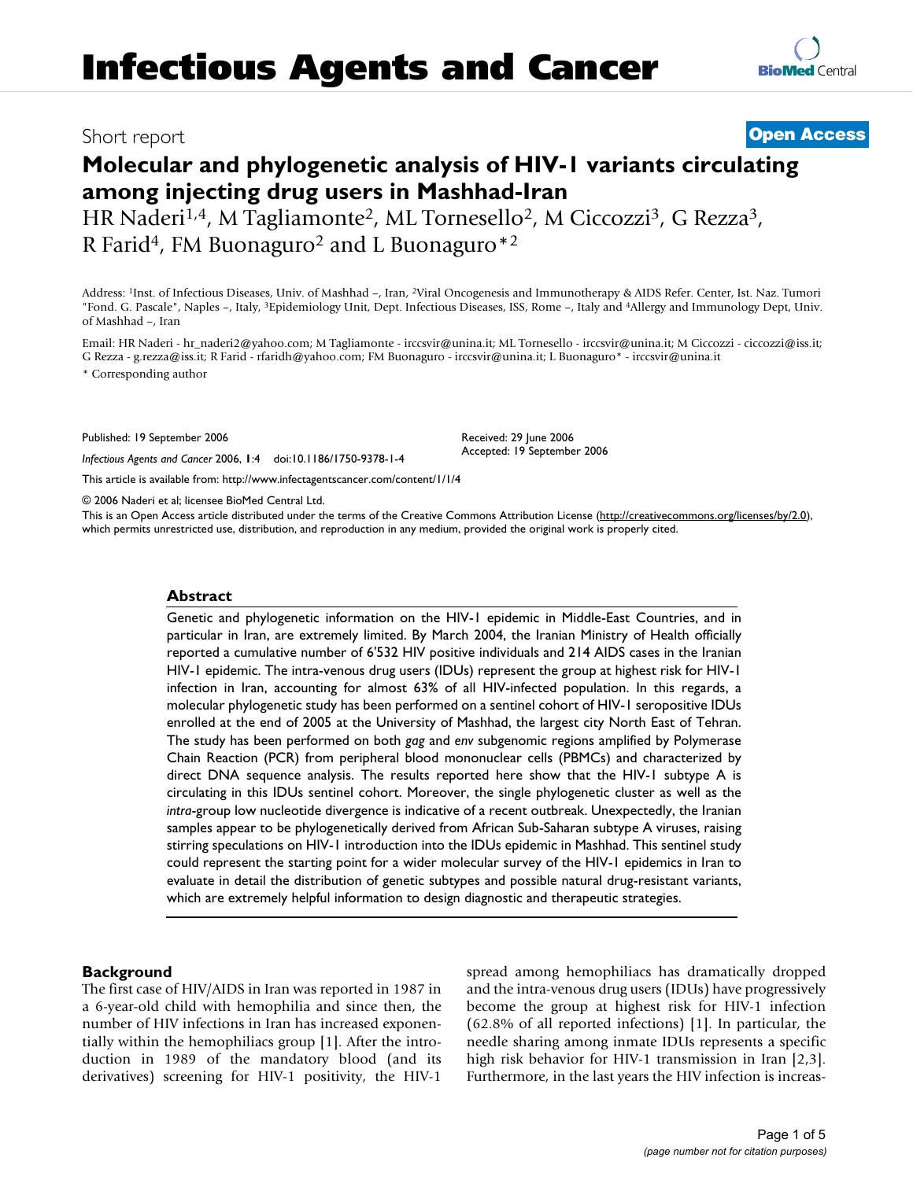# Infectious Agents and Cancer

Short report

**Open Access**

## Molecular and phylogenetic analysis of HIV-1 variants circulating among injecting drug users in Mashhad-Iran

HR Naderi[1,4], M Tagliamonte[2], ML Tornesello[2], M Ciccozzi[3], G Rezza[3], R Farid[4], FM Buonaguro[2] and L Buonaguro*[2]

Address: [1]Inst. of Infectious Diseases, Univ. of Mashhad –, Iran, [2]Viral Oncogenesis and Immunotherapy & AIDS Refer. Center, Ist. Naz. Tumori "Fond. G. Pascale", Naples –, Italy, [3]Epidemiology Unit, Dept. Infectious Diseases, ISS, Rome –, Italy and [4]Allergy and Immunology Dept, Univ. of Mashhad –, Iran

Email: HR Naderi - hr_naderi2@yahoo.com; M Tagliamonte - irccsvir@unina.it; ML Tornesello - irccsvir@unina.it; M Ciccozzi - ciccozzi@iss.it; G Rezza - g.rezza@iss.it; R Farid - rfaridh@yahoo.com; FM Buonaguro - irccsvir@unina.it; L Buonaguro* - irccsvir@unina.it

* Corresponding author

Published: 19 September 2006

*Infectious Agents and Cancer* 2006, **1**:4 doi:10.1186/1750-9378-1-4

Received: 29 June 2006
Accepted: 19 September 2006

This article is available from: http://www.infectagentscancer.com/content/1/1/4

© 2006 Naderi et al; licensee BioMed Central Ltd.

This is an Open Access article distributed under the terms of the Creative Commons Attribution License (http://creativecommons.org/licenses/by/2.0), which permits unrestricted use, distribution, and reproduction in any medium, provided the original work is properly cited.

### Abstract

Genetic and phylogenetic information on the HIV-1 epidemic in Middle-East Countries, and in particular in Iran, are extremely limited. By March 2004, the Iranian Ministry of Health officially reported a cumulative number of 6'532 HIV positive individuals and 214 AIDS cases in the Iranian HIV-1 epidemic. The intra-venous drug users (IDUs) represent the group at highest risk for HIV-1 infection in Iran, accounting for almost 63% of all HIV-infected population. In this regards, a molecular phylogenetic study has been performed on a sentinel cohort of HIV-1 seropositive IDUs enrolled at the end of 2005 at the University of Mashhad, the largest city North East of Tehran. The study has been performed on both *gag* and *env* subgenomic regions amplified by Polymerase Chain Reaction (PCR) from peripheral blood mononuclear cells (PBMCs) and characterized by direct DNA sequence analysis. The results reported here show that the HIV-1 subtype A is circulating in this IDUs sentinel cohort. Moreover, the single phylogenetic cluster as well as the *intra*-group low nucleotide divergence is indicative of a recent outbreak. Unexpectedly, the Iranian samples appear to be phylogenetically derived from African Sub-Saharan subtype A viruses, raising stirring speculations on HIV-1 introduction into the IDUs epidemic in Mashhad. This sentinel study could represent the starting point for a wider molecular survey of the HIV-1 epidemics in Iran to evaluate in detail the distribution of genetic subtypes and possible natural drug-resistant variants, which are extremely helpful information to design diagnostic and therapeutic strategies.

### Background

The first case of HIV/AIDS in Iran was reported in 1987 in a 6-year-old child with hemophilia and since then, the number of HIV infections in Iran has increased exponentially within the hemophiliacs group [1]. After the introduction in 1989 of the mandatory blood (and its derivatives) screening for HIV-1 positivity, the HIV-1 spread among hemophiliacs has dramatically dropped and the intra-venous drug users (IDUs) have progressively become the group at highest risk for HIV-1 infection (62.8% of all reported infections) [1]. In particular, the needle sharing among inmate IDUs represents a specific high risk behavior for HIV-1 transmission in Iran [2,3]. Furthermore, in the last years the HIV infection is increas-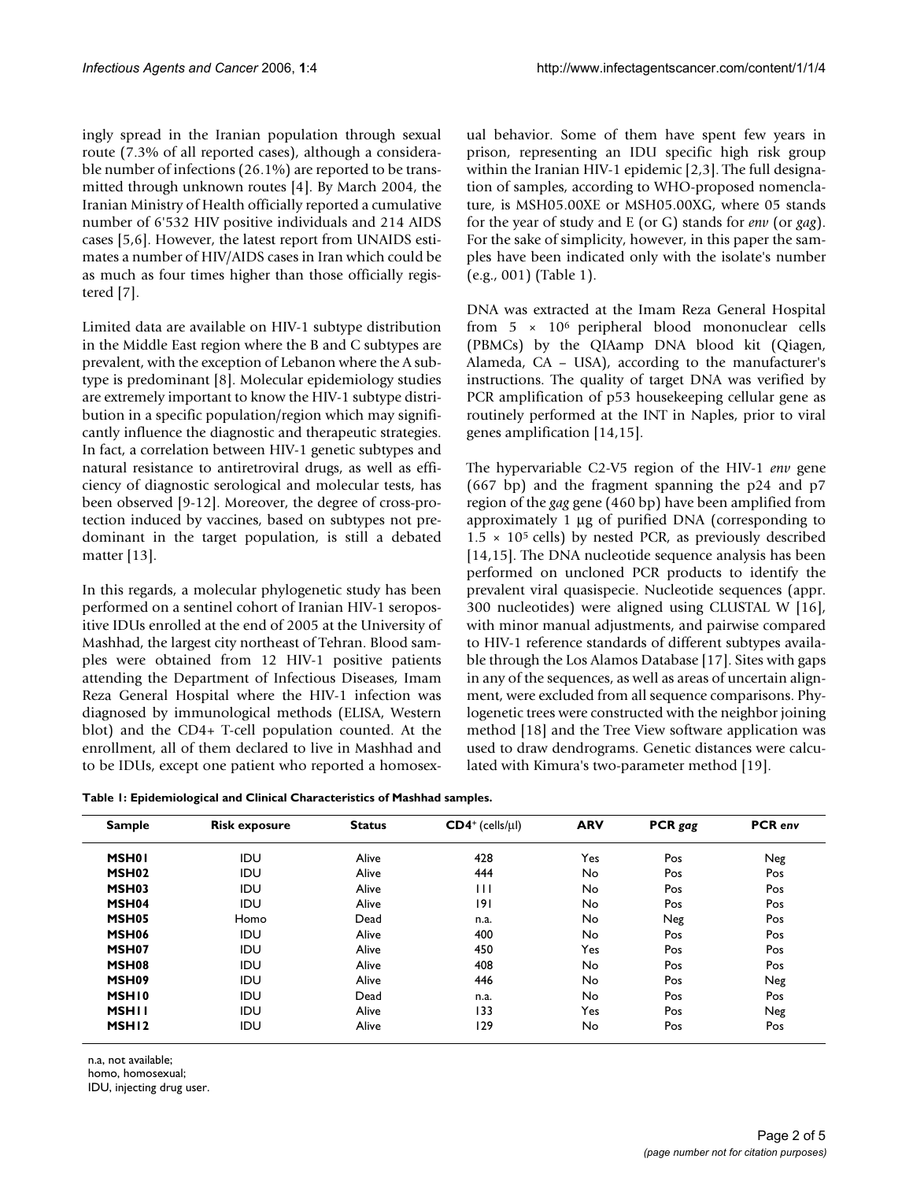ingly spread in the Iranian population through sexual route (7.3% of all reported cases), although a considerable number of infections (26.1%) are reported to be transmitted through unknown routes [4]. By March 2004, the Iranian Ministry of Health officially reported a cumulative number of 6'532 HIV positive individuals and 214 AIDS cases [5,6]. However, the latest report from UNAIDS estimates a number of HIV/AIDS cases in Iran which could be as much as four times higher than those officially registered [7].

Limited data are available on HIV-1 subtype distribution in the Middle East region where the B and C subtypes are prevalent, with the exception of Lebanon where the A subtype is predominant [8]. Molecular epidemiology studies are extremely important to know the HIV-1 subtype distribution in a specific population/region which may significantly influence the diagnostic and therapeutic strategies. In fact, a correlation between HIV-1 genetic subtypes and natural resistance to antiretroviral drugs, as well as efficiency of diagnostic serological and molecular tests, has been observed [9-12]. Moreover, the degree of cross-protection induced by vaccines, based on subtypes not predominant in the target population, is still a debated matter [13].

In this regards, a molecular phylogenetic study has been performed on a sentinel cohort of Iranian HIV-1 seropositive IDUs enrolled at the end of 2005 at the University of Mashhad, the largest city northeast of Tehran. Blood samples were obtained from 12 HIV-1 positive patients attending the Department of Infectious Diseases, Imam Reza General Hospital where the HIV-1 infection was diagnosed by immunological methods (ELISA, Western blot) and the CD4+ T-cell population counted. At the enrollment, all of them declared to live in Mashhad and to be IDUs, except one patient who reported a homosexual behavior. Some of them have spent few years in prison, representing an IDU specific high risk group within the Iranian HIV-1 epidemic [2,3]. The full designation of samples, according to WHO-proposed nomenclature, is MSH05.00XE or MSH05.00XG, where 05 stands for the year of study and E (or G) stands for *env* (or *gag*). For the sake of simplicity, however, in this paper the samples have been indicated only with the isolate's number (e.g., 001) (Table 1).

DNA was extracted at the Imam Reza General Hospital from $5 \times 10^6$ peripheral blood mononuclear cells (PBMCs) by the QIAamp DNA blood kit (Qiagen, Alameda, CA – USA), according to the manufacturer's instructions. The quality of target DNA was verified by PCR amplification of p53 housekeeping cellular gene as routinely performed at the INT in Naples, prior to viral genes amplification [14,15].

The hypervariable C2-V5 region of the HIV-1 *env* gene (667 bp) and the fragment spanning the p24 and p7 region of the *gag* gene (460 bp) have been amplified from approximately 1 µg of purified DNA (corresponding to $1.5 \times 10^5$ cells) by nested PCR, as previously described [14,15]. The DNA nucleotide sequence analysis has been performed on uncloned PCR products to identify the prevalent viral quasispecie. Nucleotide sequences (appr. 300 nucleotides) were aligned using CLUSTAL W [16], with minor manual adjustments, and pairwise compared to HIV-1 reference standards of different subtypes available through the Los Alamos Database [17]. Sites with gaps in any of the sequences, as well as areas of uncertain alignment, were excluded from all sequence comparisons. Phylogenetic trees were constructed with the neighbor joining method [18] and the Tree View software application was used to draw dendrograms. Genetic distances were calculated with Kimura's two-parameter method [19].

**Table 1: Epidemiological and Clinical Characteristics of Mashhad samples.**

| Sample | Risk exposure | Status | $CD4^+$ (cells/µl) | ARV | PCR *gag* | PCR *env* |
|---|---|---|---|---|---|---|
| **MSH01** | IDU | Alive | 428 | Yes | Pos | Neg |
| **MSH02** | IDU | Alive | 444 | No | Pos | Pos |
| **MSH03** | IDU | Alive | 111 | No | Pos | Pos |
| **MSH04** | IDU | Alive | 191 | No | Pos | Pos |
| **MSH05** | Homo | Dead | n.a. | No | Neg | Pos |
| **MSH06** | IDU | Alive | 400 | No | Pos | Pos |
| **MSH07** | IDU | Alive | 450 | Yes | Pos | Pos |
| **MSH08** | IDU | Alive | 408 | No | Pos | Pos |
| **MSH09** | IDU | Alive | 446 | No | Pos | Neg |
| **MSH10** | IDU | Dead | n.a. | No | Pos | Pos |
| **MSH11** | IDU | Alive | 133 | Yes | Pos | Neg |
| **MSH12** | IDU | Alive | 129 | No | Pos | Pos |

n.a, not available;
homo, homosexual;
IDU, injecting drug user.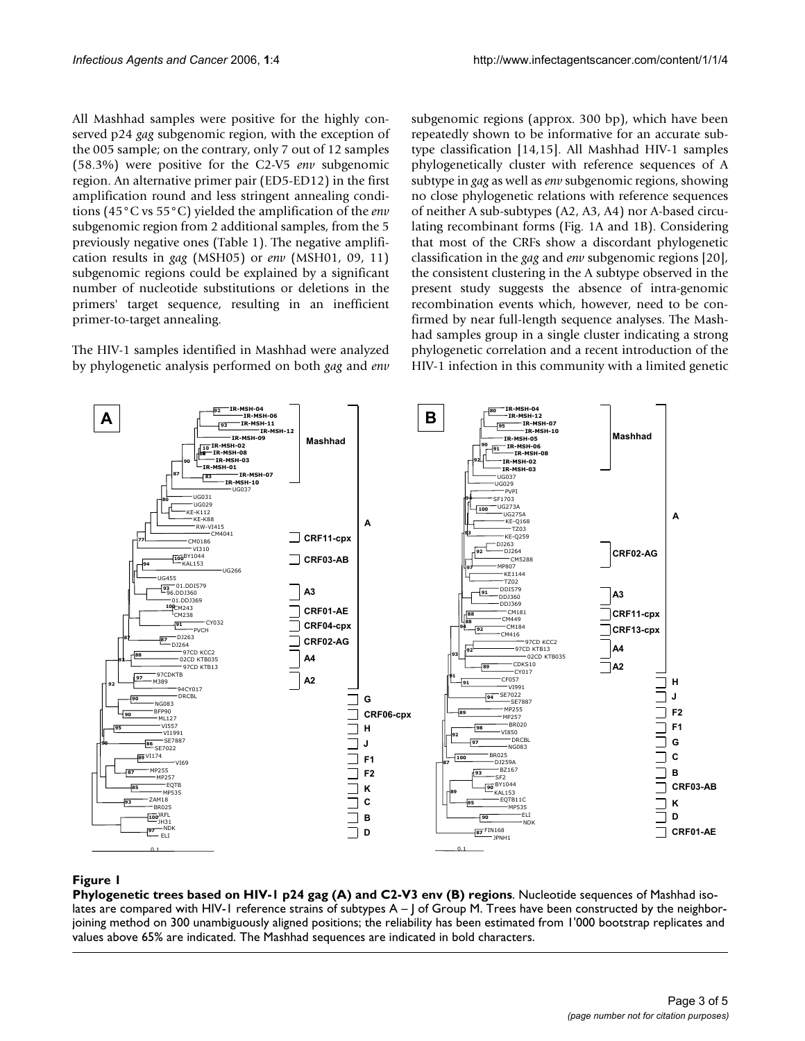All Mashhad samples were positive for the highly conserved p24 *gag* subgenomic region, with the exception of the 005 sample; on the contrary, only 7 out of 12 samples (58.3%) were positive for the C2-V5 *env* subgenomic region. An alternative primer pair (ED5-ED12) in the first amplification round and less stringent annealing conditions (45°C vs 55°C) yielded the amplification of the *env* subgenomic region from 2 additional samples, from the 5 previously negative ones (Table 1). The negative amplification results in *gag* (MSH05) or *env* (MSH01, 09, 11) subgenomic regions could be explained by a significant number of nucleotide substitutions or deletions in the primers' target sequence, resulting in an inefficient primer-to-target annealing.

The HIV-1 samples identified in Mashhad were analyzed by phylogenetic analysis performed on both *gag* and *env* subgenomic regions (approx. 300 bp), which have been repeatedly shown to be informative for an accurate subtype classification [14,15]. All Mashhad HIV-1 samples phylogenetically cluster with reference sequences of A subtype in *gag* as well as *env* subgenomic regions, showing no close phylogenetic relations with reference sequences of neither A sub-subtypes (A2, A3, A4) nor A-based circulating recombinant forms (Fig. 1A and 1B). Considering that most of the CRFs show a discordant phylogenetic classification in the *gag* and *env* subgenomic regions [20], the consistent clustering in the A subtype observed in the present study suggests the absence of intra-genomic recombination events which, however, need to be confirmed by near full-length sequence analyses. The Mashhad samples group in a single cluster indicating a strong phylogenetic correlation and a recent introduction of the HIV-1 infection in this community with a limited genetic

**Figure 1**

**Phylogenetic trees based on HIV-1 p24 gag (A) and C2-V3 env (B) regions**. Nucleotide sequences of Mashhad isolates are compared with HIV-1 reference strains of subtypes A – J of Group M. Trees have been constructed by the neighbor-joining method on 300 unambiguously aligned positions; the reliability has been estimated from 1'000 bootstrap replicates and values above 65% are indicated. The Mashhad sequences are indicated in bold characters.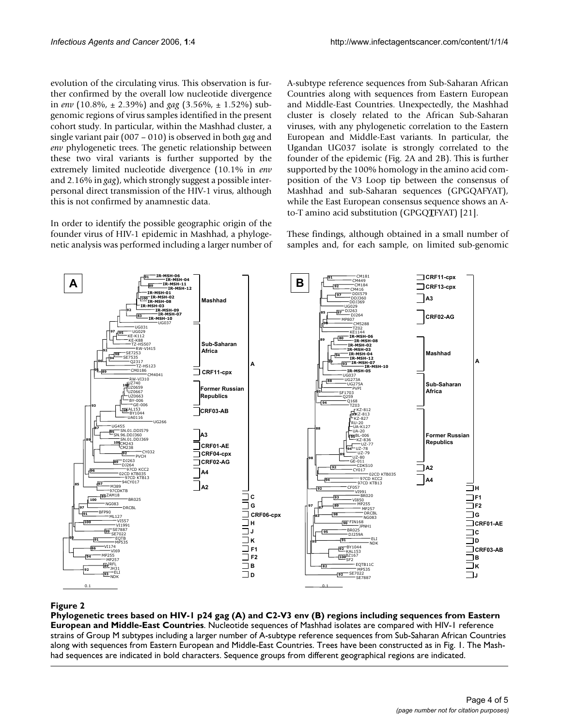evolution of the circulating virus. This observation is further confirmed by the overall low nucleotide divergence in *env* (10.8%, ± 2.39%) and *gag* (3.56%, ± 1.52%) subgenomic regions of virus samples identified in the present cohort study. In particular, within the Mashhad cluster, a single variant pair (007 – 010) is observed in both *gag* and *env* phylogenetic trees. The genetic relationship between these two viral variants is further supported by the extremely limited nucleotide divergence (10.1% in *env* and 2.16% in *gag*), which strongly suggest a possible interpersonal direct transmission of the HIV-1 virus, although this is not confirmed by anamnestic data.

In order to identify the possible geographic origin of the founder virus of HIV-1 epidemic in Mashhad, a phylogenetic analysis was performed including a larger number of A-subtype reference sequences from Sub-Saharan African Countries along with sequences from Eastern European and Middle-East Countries. Unexpectedly, the Mashhad cluster is closely related to the African Sub-Saharan viruses, with any phylogenetic correlation to the Eastern European and Middle-East variants. In particular, the Ugandan UG037 isolate is strongly correlated to the founder of the epidemic (Fig. 2A and 2B). This is further supported by the 100% homology in the amino acid composition of the V3 Loop tip between the consensus of Mashhad and sub-Saharan sequences (GPGQAFYAT), while the East European consensus sequence shows an A-to-T amino acid substitution (GPGQ**T**FYAT) [21].

These findings, although obtained in a small number of samples and, for each sample, on limited sub-genomic

**Figure 2**

**Phylogenetic trees based on HIV-1 p24 gag (A) and C2-V3 env (B) regions including sequences from Eastern European and Middle-East Countries**. Nucleotide sequences of Mashhad isolates are compared with HIV-1 reference strains of Group M subtypes including a larger number of A-subtype reference sequences from Sub-Saharan African Countries along with sequences from Eastern European and Middle-East Countries. Trees have been constructed as in Fig. 1. The Mashhad sequences are indicated in bold characters. Sequence groups from different geographical regions are indicated.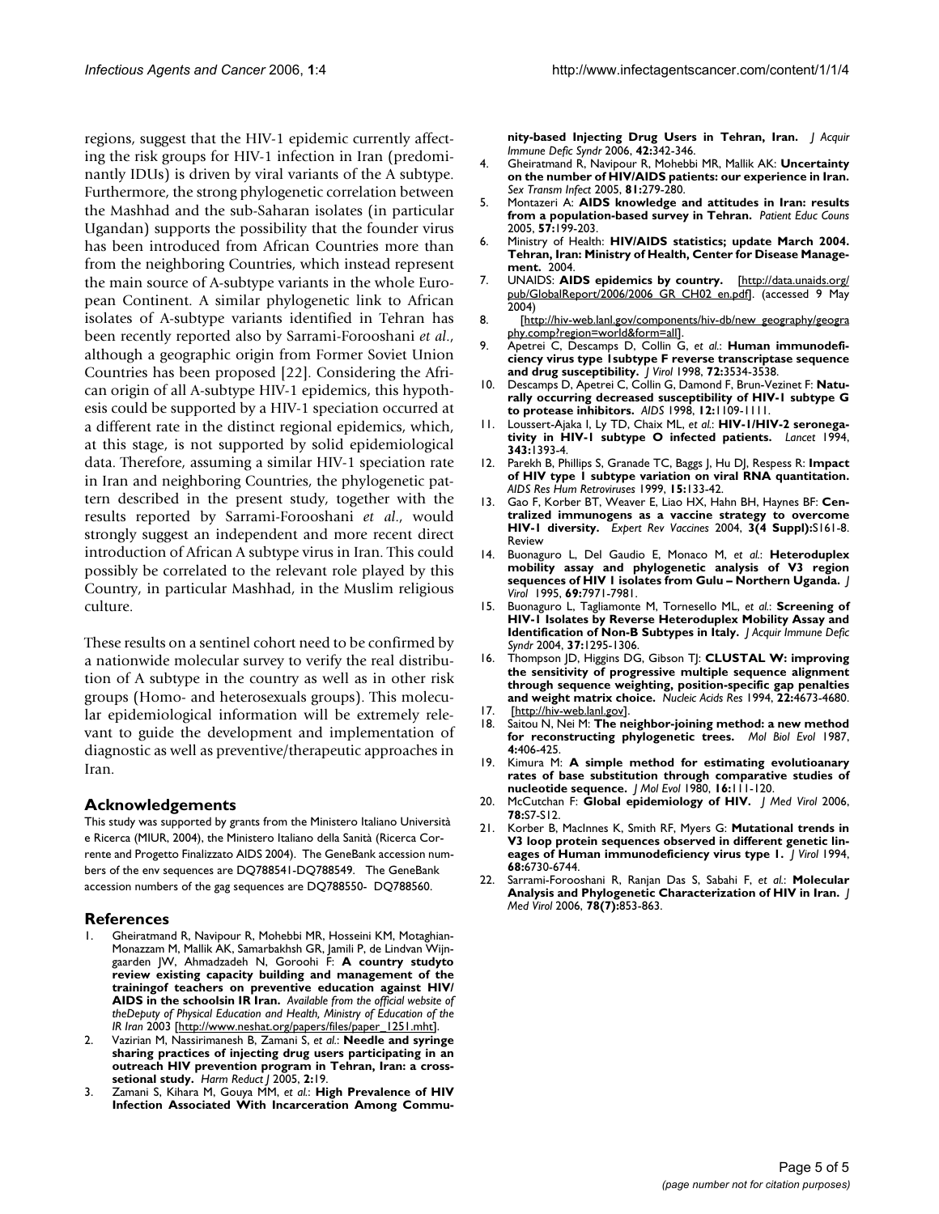regions, suggest that the HIV-1 epidemic currently affecting the risk groups for HIV-1 infection in Iran (predominantly IDUs) is driven by viral variants of the A subtype. Furthermore, the strong phylogenetic correlation between the Mashhad and the sub-Saharan isolates (in particular Ugandan) supports the possibility that the founder virus has been introduced from African Countries more than from the neighboring Countries, which instead represent the main source of A-subtype variants in the whole European Continent. A similar phylogenetic link to African isolates of A-subtype variants identified in Tehran has been recently reported also by Sarrami-Forooshani *et al*., although a geographic origin from Former Soviet Union Countries has been proposed [22]. Considering the African origin of all A-subtype HIV-1 epidemics, this hypothesis could be supported by a HIV-1 speciation occurred at a different rate in the distinct regional epidemics, which, at this stage, is not supported by solid epidemiological data. Therefore, assuming a similar HIV-1 speciation rate in Iran and neighboring Countries, the phylogenetic pattern described in the present study, together with the results reported by Sarrami-Forooshani *et al*., would strongly suggest an independent and more recent direct introduction of African A subtype virus in Iran. This could possibly be correlated to the relevant role played by this Country, in particular Mashhad, in the Muslim religious culture.

These results on a sentinel cohort need to be confirmed by a nationwide molecular survey to verify the real distribution of A subtype in the country as well as in other risk groups (Homo- and heterosexuals groups). This molecular epidemiological information will be extremely relevant to guide the development and implementation of diagnostic as well as preventive/therapeutic approaches in Iran.

## Acknowledgements

This study was supported by grants from the Ministero Italiano Università e Ricerca (MIUR, 2004), the Ministero Italiano della Sanità (Ricerca Corrente and Progetto Finalizzato AIDS 2004). The GeneBank accession numbers of the env sequences are DQ788541-DQ788549. The GeneBank accession numbers of the gag sequences are DQ788550- DQ788560.

## References

1. Gheiratmand R, Navipour R, Mohebbi MR, Hosseini KM, Motaghian-Monazzam M, Mallik AK, Samarbakhsh GR, Jamili P, de Lindvan Wijngaarden JW, Ahmadzadeh N, Goroohi F: **A country studyto review existing capacity building and management of the trainingof teachers on preventive education against HIV/AIDS in the schoolsin IR Iran.** *Available from the official website of theDeputy of Physical Education and Health, Ministry of Education of the IR Iran* 2003 [http://www.neshat.org/papers/files/paper_1251.mht].
2. Vazirian M, Nassirimanesh B, Zamani S, *et al.*: **Needle and syringe sharing practices of injecting drug users participating in an outreach HIV prevention program in Tehran, Iran: a cross-sectional study.** *Harm Reduct J* 2005, **2:**19.
3. Zamani S, Kihara M, Gouya MM, *et al.*: **High Prevalence of HIV Infection Associated With Incarceration Among Community-based Injecting Drug Users in Tehran, Iran.** *J Acquir Immune Defic Syndr* 2006, **42:**342-346.
4. Gheiratmand R, Navipour R, Mohebbi MR, Mallik AK: **Uncertainty on the number of HIV/AIDS patients: our experience in Iran.** *Sex Transm Infect* 2005, **81:**279-280.
5. Montazeri A: **AIDS knowledge and attitudes in Iran: results from a population-based survey in Tehran.** *Patient Educ Couns* 2005, **57:**199-203.
6. Ministry of Health: **HIV/AIDS statistics; update March 2004. Tehran, Iran: Ministry of Health, Center for Disease Management.** 2004.
7. UNAIDS: **AIDS epidemics by country.** [http://data.unaids.org/pub/GlobalReport/2006/2006_GR_CH02_en.pdf]. (accessed 9 May 2004)
8. [http://hiv-web.lanl.gov/components/hiv-db/new_geography/geography.comp?region=world&form=all].
9. Apetrei C, Descamps D, Collin G, *et al.*: **Human immunodeficiency virus type 1subtype F reverse transcriptase sequence and drug susceptibility.** *J Virol* 1998, **72:**3534-3538.
10. Descamps D, Apetrei C, Collin G, Damond F, Brun-Vezinet F: **Naturally occurring decreased susceptibility of HIV-1 subtype G to protease inhibitors.** *AIDS* 1998, **12:**1109-1111.
11. Loussert-Ajaka I, Ly TD, Chaix ML, *et al.*: **HIV-1/HIV-2 seronegativity in HIV-1 subtype O infected patients.** *Lancet* 1994, **343:**1393-4.
12. Parekh B, Phillips S, Granade TC, Baggs J, Hu DJ, Respess R: **Impact of HIV type 1 subtype variation on viral RNA quantitation.** *AIDS Res Hum Retroviruses* 1999, **15:**133-42.
13. Gao F, Korber BT, Weaver E, Liao HX, Hahn BH, Haynes BF: **Centralized immunogens as a vaccine strategy to overcome HIV-1 diversity.** *Expert Rev Vaccines* 2004, **3(4 Suppl):**S161-8. Review
14. Buonaguro L, Del Gaudio E, Monaco M, *et al.*: **Heteroduplex mobility assay and phylogenetic analysis of V3 region sequences of HIV 1 isolates from Gulu – Northern Uganda.** *J Virol* 1995, **69:**7971-7981.
15. Buonaguro L, Tagliamonte M, Tornesello ML, *et al.*: **Screening of HIV-1 Isolates by Reverse Heteroduplex Mobility Assay and Identification of Non-B Subtypes in Italy.** *J Acquir Immune Defic Syndr* 2004, **37:**1295-1306.
16. Thompson JD, Higgins DG, Gibson TJ: **CLUSTAL W: improving the sensitivity of progressive multiple sequence alignment through sequence weighting, position-specific gap penalties and weight matrix choice.** *Nucleic Acids Res* 1994, **22:**4673-4680.
17. [http://hiv-web.lanl.gov].
18. Saitou N, Nei M: **The neighbor-joining method: a new method for reconstructing phylogenetic trees.** *Mol Biol Evol* 1987, **4:**406-425.
19. Kimura M: **A simple method for estimating evolutioanary rates of base substitution through comparative studies of nucleotide sequence.** *J Mol Evol* 1980, **16:**111-120.
20. McCutchan F: **Global epidemiology of HIV.** *J Med Virol* 2006, **78:**S7-S12.
21. Korber B, MacInnes K, Smith RF, Myers G: **Mutational trends in V3 loop protein sequences observed in different genetic lineages of Human immunodeficiency virus type 1.** *J Virol* 1994, **68:**6730-6744.
22. Sarrami-Forooshani R, Ranjan Das S, Sabahi F, *et al.*: **Molecular Analysis and Phylogenetic Characterization of HIV in Iran.** *J Med Virol* 2006, **78(7):**853-863.